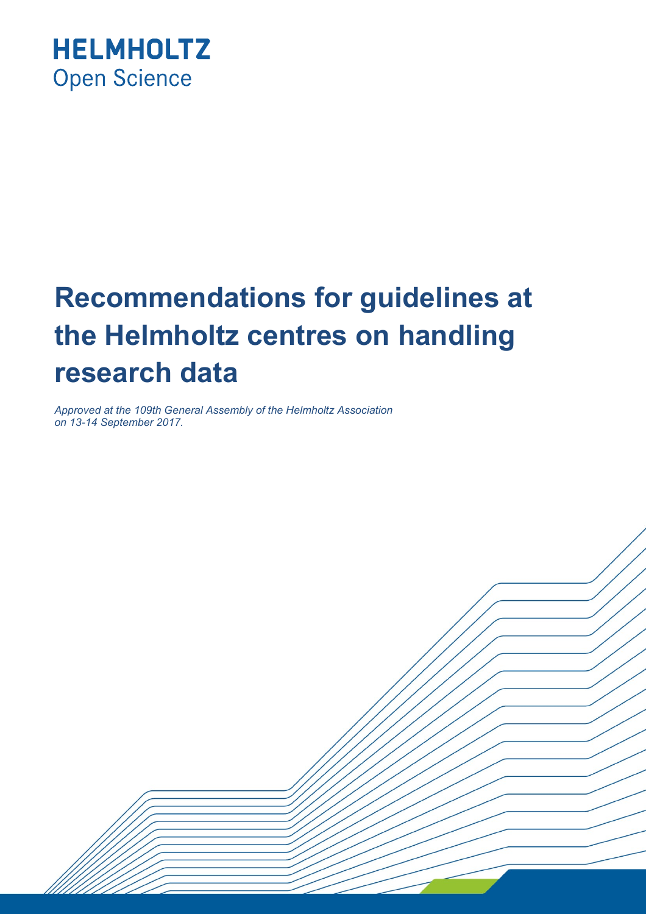HELMHOLTZ
Open Science

# Recommendations for guidelines at the Helmholtz centres on handling research data

*Approved at the 109th General Assembly of the Helmholtz Association on 13-14 September 2017.*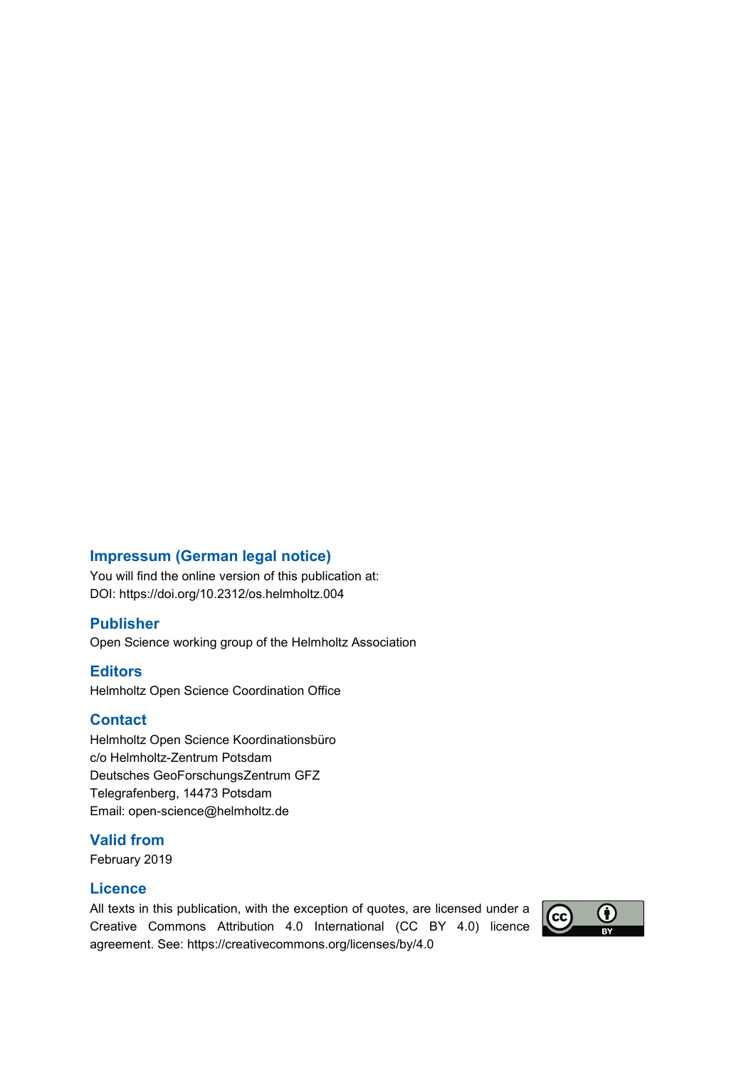## Impressum (German legal notice)

You will find the online version of this publication at:
DOI: https://doi.org/10.2312/os.helmholtz.004

## Publisher

Open Science working group of the Helmholtz Association

## Editors

Helmholtz Open Science Coordination Office

## Contact

Helmholtz Open Science Koordinationsbüro
c/o Helmholtz-Zentrum Potsdam
Deutsches GeoForschungsZentrum GFZ
Telegrafenberg, 14473 Potsdam
Email: open-science@helmholtz.de

## Valid from

February 2019

## Licence

All texts in this publication, with the exception of quotes, are licensed under a Creative Commons Attribution 4.0 International (CC BY 4.0) licence agreement. See: https://creativecommons.org/licenses/by/4.0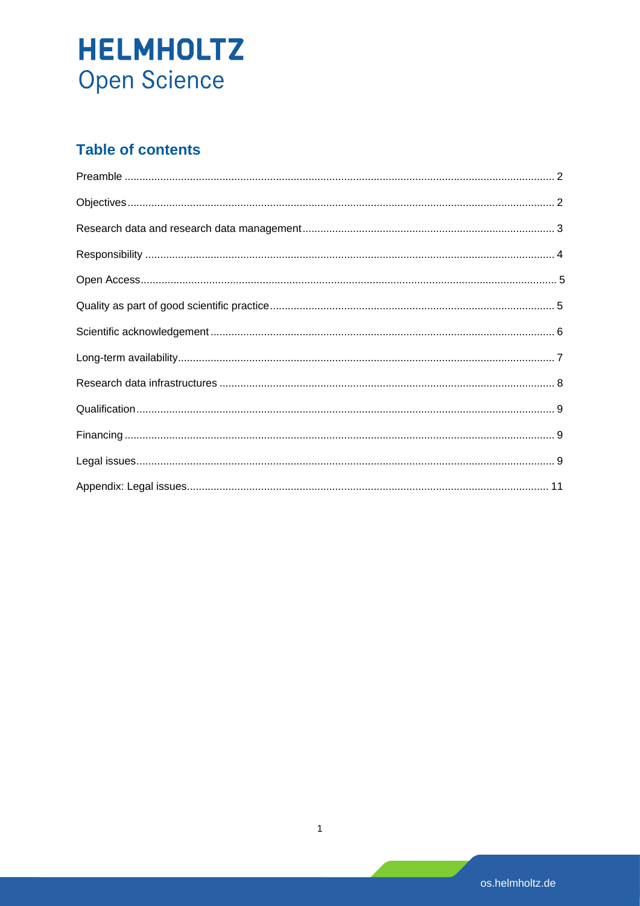## Table of contents

| | |
|---|---|
| Preamble | 2 |
| Objectives | 2 |
| Research data and research data management | 3 |
| Responsibility | 4 |
| Open Access | 5 |
| Quality as part of good scientific practice | 5 |
| Scientific acknowledgement | 6 |
| Long-term availability | 7 |
| Research data infrastructures | 8 |
| Qualification | 9 |
| Financing | 9 |
| Legal issues | 9 |
| Appendix: Legal issues | 11 |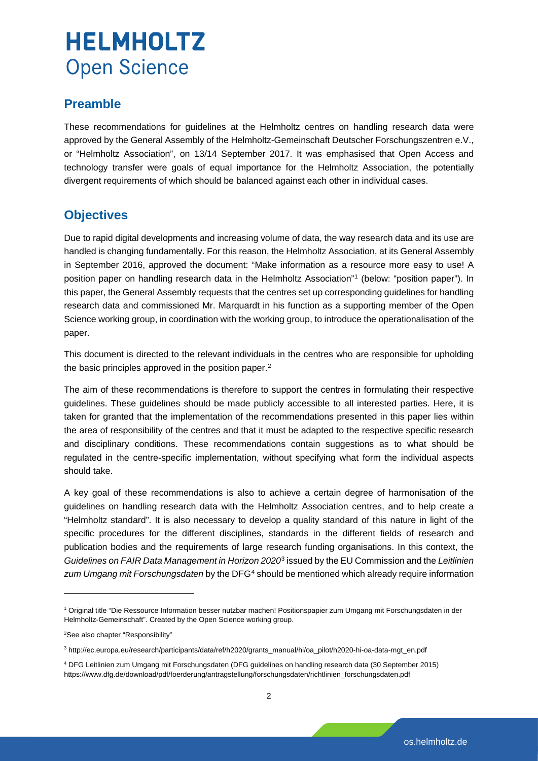## Preamble

These recommendations for guidelines at the Helmholtz centres on handling research data were approved by the General Assembly of the Helmholtz-Gemeinschaft Deutscher Forschungszentren e.V., or "Helmholtz Association", on 13/14 September 2017. It was emphasised that Open Access and technology transfer were goals of equal importance for the Helmholtz Association, the potentially divergent requirements of which should be balanced against each other in individual cases.

## Objectives

Due to rapid digital developments and increasing volume of data, the way research data and its use are handled is changing fundamentally. For this reason, the Helmholtz Association, at its General Assembly in September 2016, approved the document: "Make information as a resource more easy to use! A position paper on handling research data in the Helmholtz Association"[1] (below: "position paper"). In this paper, the General Assembly requests that the centres set up corresponding guidelines for handling research data and commissioned Mr. Marquardt in his function as a supporting member of the Open Science working group, in coordination with the working group, to introduce the operationalisation of the paper.

This document is directed to the relevant individuals in the centres who are responsible for upholding the basic principles approved in the position paper.[2]

The aim of these recommendations is therefore to support the centres in formulating their respective guidelines. These guidelines should be made publicly accessible to all interested parties. Here, it is taken for granted that the implementation of the recommendations presented in this paper lies within the area of responsibility of the centres and that it must be adapted to the respective specific research and disciplinary conditions. These recommendations contain suggestions as to what should be regulated in the centre-specific implementation, without specifying what form the individual aspects should take.

A key goal of these recommendations is also to achieve a certain degree of harmonisation of the guidelines on handling research data with the Helmholtz Association centres, and to help create a "Helmholtz standard". It is also necessary to develop a quality standard of this nature in light of the specific procedures for the different disciplines, standards in the different fields of research and publication bodies and the requirements of large research funding organisations. In this context, the *Guidelines on FAIR Data Management in Horizon 2020*[3] issued by the EU Commission and the *Leitlinien zum Umgang mit Forschungsdaten* by the DFG[4] should be mentioned which already require information

---

[1] Original title "Die Ressource Information besser nutzbar machen! Positionspapier zum Umgang mit Forschungsdaten in der Helmholtz-Gemeinschaft". Created by the Open Science working group.

[2] See also chapter "Responsibility"

[3] http://ec.europa.eu/research/participants/data/ref/h2020/grants_manual/hi/oa_pilot/h2020-hi-oa-data-mgt_en.pdf

[4] DFG Leitlinien zum Umgang mit Forschungsdaten (DFG guidelines on handling research data (30 September 2015) https://www.dfg.de/download/pdf/foerderung/antragstellung/forschungsdaten/richtlinien_forschungsdaten.pdf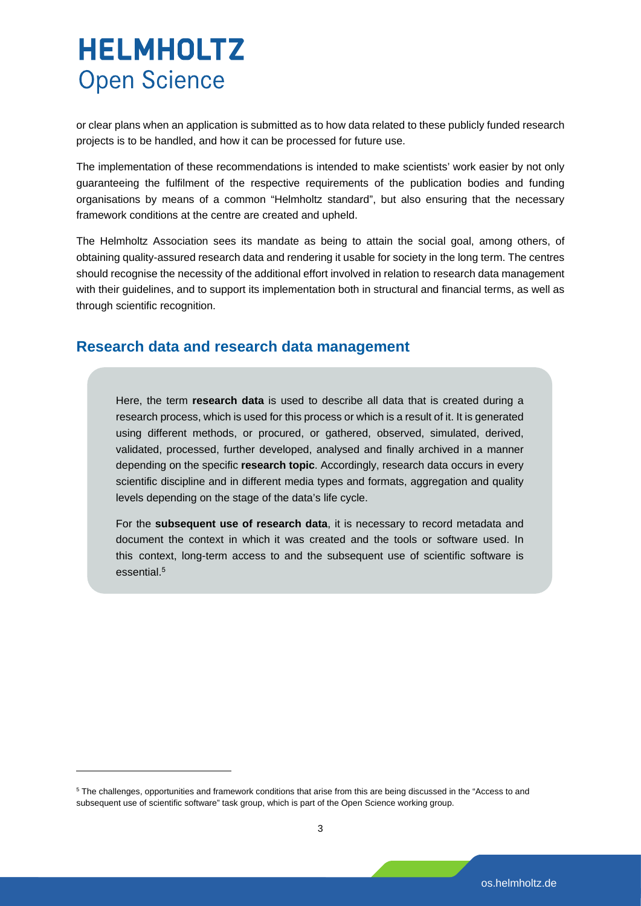or clear plans when an application is submitted as to how data related to these publicly funded research projects is to be handled, and how it can be processed for future use.

The implementation of these recommendations is intended to make scientists' work easier by not only guaranteeing the fulfilment of the respective requirements of the publication bodies and funding organisations by means of a common "Helmholtz standard", but also ensuring that the necessary framework conditions at the centre are created and upheld.

The Helmholtz Association sees its mandate as being to attain the social goal, among others, of obtaining quality-assured research data and rendering it usable for society in the long term. The centres should recognise the necessity of the additional effort involved in relation to research data management with their guidelines, and to support its implementation both in structural and financial terms, as well as through scientific recognition.

## Research data and research data management

Here, the term **research data** is used to describe all data that is created during a research process, which is used for this process or which is a result of it. It is generated using different methods, or procured, or gathered, observed, simulated, derived, validated, processed, further developed, analysed and finally archived in a manner depending on the specific **research topic**. Accordingly, research data occurs in every scientific discipline and in different media types and formats, aggregation and quality levels depending on the stage of the data's life cycle.

For the **subsequent use of research data**, it is necessary to record metadata and document the context in which it was created and the tools or software used. In this context, long-term access to and the subsequent use of scientific software is essential.[5]

[5] The challenges, opportunities and framework conditions that arise from this are being discussed in the "Access to and subsequent use of scientific software" task group, which is part of the Open Science working group.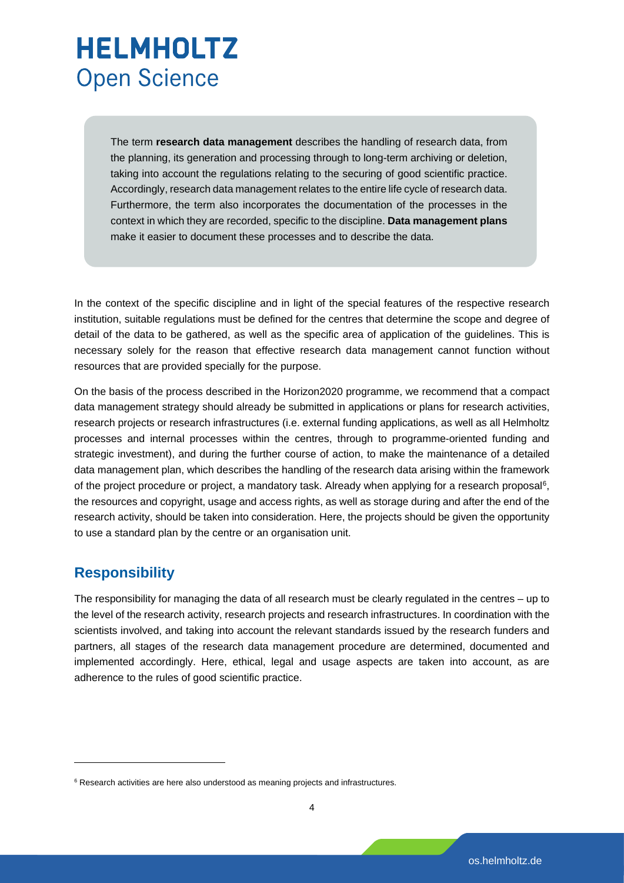The term **research data management** describes the handling of research data, from the planning, its generation and processing through to long-term archiving or deletion, taking into account the regulations relating to the securing of good scientific practice. Accordingly, research data management relates to the entire life cycle of research data. Furthermore, the term also incorporates the documentation of the processes in the context in which they are recorded, specific to the discipline. **Data management plans** make it easier to document these processes and to describe the data.

In the context of the specific discipline and in light of the special features of the respective research institution, suitable regulations must be defined for the centres that determine the scope and degree of detail of the data to be gathered, as well as the specific area of application of the guidelines. This is necessary solely for the reason that effective research data management cannot function without resources that are provided specially for the purpose.

On the basis of the process described in the Horizon2020 programme, we recommend that a compact data management strategy should already be submitted in applications or plans for research activities, research projects or research infrastructures (i.e. external funding applications, as well as all Helmholtz processes and internal processes within the centres, through to programme-oriented funding and strategic investment), and during the further course of action, to make the maintenance of a detailed data management plan, which describes the handling of the research data arising within the framework of the project procedure or project, a mandatory task. Already when applying for a research proposal[6], the resources and copyright, usage and access rights, as well as storage during and after the end of the research activity, should be taken into consideration. Here, the projects should be given the opportunity to use a standard plan by the centre or an organisation unit.

## Responsibility

The responsibility for managing the data of all research must be clearly regulated in the centres – up to the level of the research activity, research projects and research infrastructures. In coordination with the scientists involved, and taking into account the relevant standards issued by the research funders and partners, all stages of the research data management procedure are determined, documented and implemented accordingly. Here, ethical, legal and usage aspects are taken into account, as are adherence to the rules of good scientific practice.

[6] Research activities are here also understood as meaning projects and infrastructures.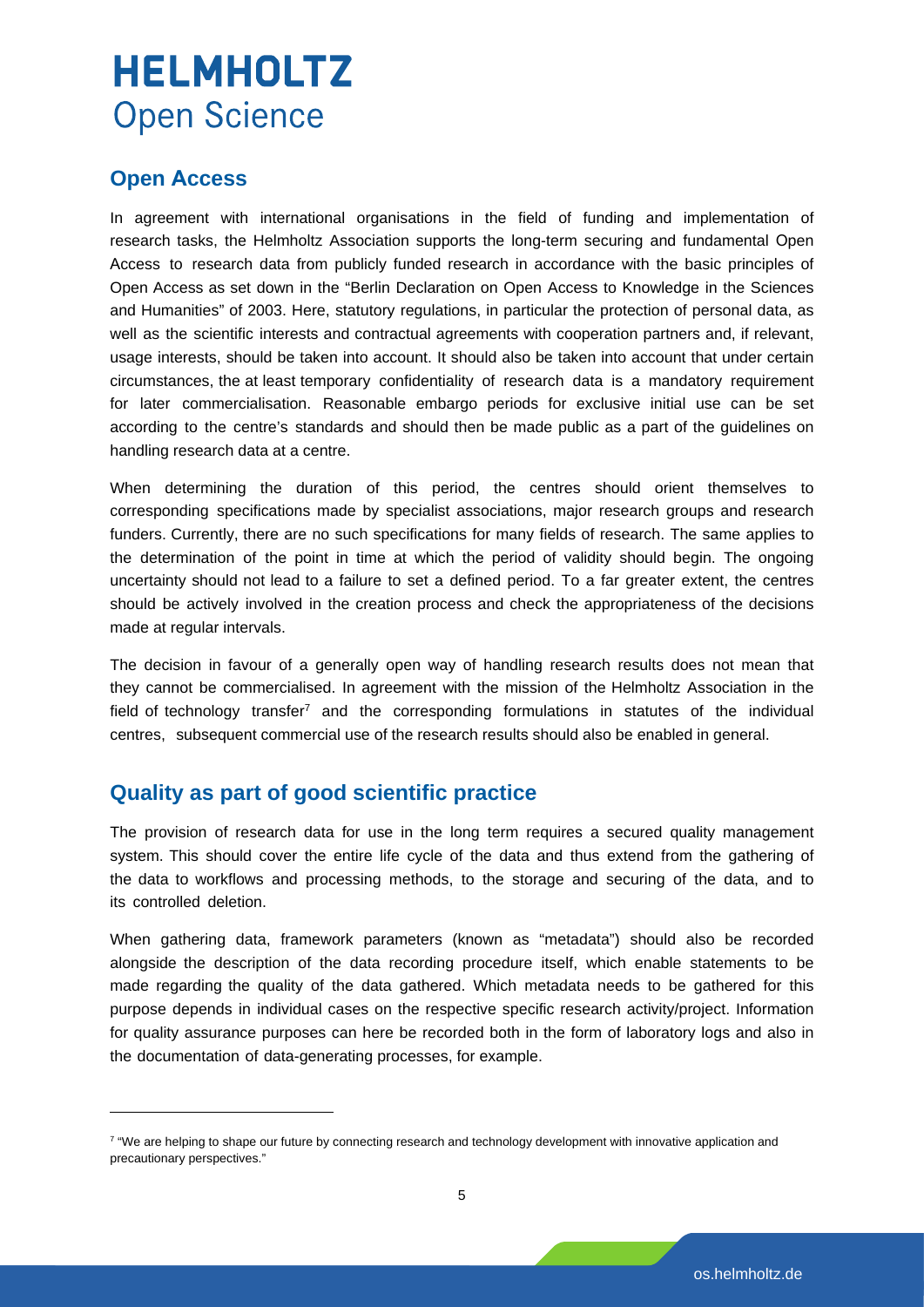## Open Access

In agreement with international organisations in the field of funding and implementation of research tasks, the Helmholtz Association supports the long-term securing and fundamental Open Access to research data from publicly funded research in accordance with the basic principles of Open Access as set down in the "Berlin Declaration on Open Access to Knowledge in the Sciences and Humanities" of 2003. Here, statutory regulations, in particular the protection of personal data, as well as the scientific interests and contractual agreements with cooperation partners and, if relevant, usage interests, should be taken into account. It should also be taken into account that under certain circumstances, the at least temporary confidentiality of research data is a mandatory requirement for later commercialisation. Reasonable embargo periods for exclusive initial use can be set according to the centre's standards and should then be made public as a part of the guidelines on handling research data at a centre.

When determining the duration of this period, the centres should orient themselves to corresponding specifications made by specialist associations, major research groups and research funders. Currently, there are no such specifications for many fields of research. The same applies to the determination of the point in time at which the period of validity should begin. The ongoing uncertainty should not lead to a failure to set a defined period. To a far greater extent, the centres should be actively involved in the creation process and check the appropriateness of the decisions made at regular intervals.

The decision in favour of a generally open way of handling research results does not mean that they cannot be commercialised. In agreement with the mission of the Helmholtz Association in the field of technology transfer[7] and the corresponding formulations in statutes of the individual centres, subsequent commercial use of the research results should also be enabled in general.

## Quality as part of good scientific practice

The provision of research data for use in the long term requires a secured quality management system. This should cover the entire life cycle of the data and thus extend from the gathering of the data to workflows and processing methods, to the storage and securing of the data, and to its controlled deletion.

When gathering data, framework parameters (known as "metadata") should also be recorded alongside the description of the data recording procedure itself, which enable statements to be made regarding the quality of the data gathered. Which metadata needs to be gathered for this purpose depends in individual cases on the respective specific research activity/project. Information for quality assurance purposes can here be recorded both in the form of laboratory logs and also in the documentation of data-generating processes, for example.

---

[7] "We are helping to shape our future by connecting research and technology development with innovative application and precautionary perspectives."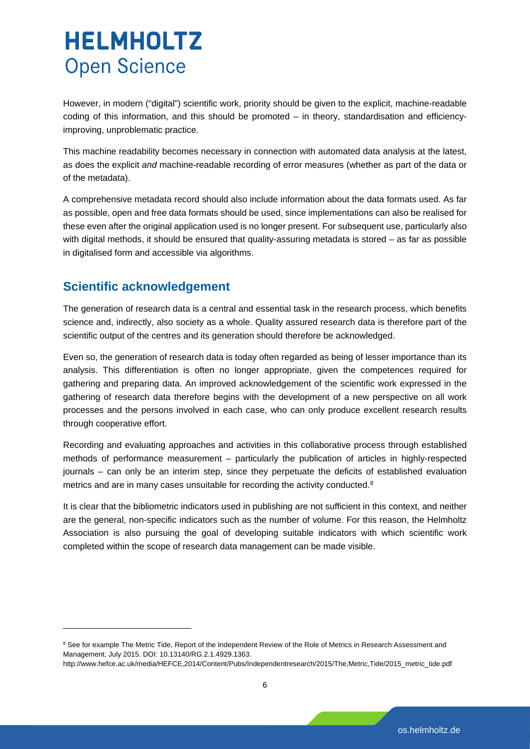However, in modern ("digital") scientific work, priority should be given to the explicit, machine-readable coding of this information, and this should be promoted – in theory, standardisation and efficiency-improving, unproblematic practice.

This machine readability becomes necessary in connection with automated data analysis at the latest, as does the explicit *and* machine-readable recording of error measures (whether as part of the data or of the metadata).

A comprehensive metadata record should also include information about the data formats used. As far as possible, open and free data formats should be used, since implementations can also be realised for these even after the original application used is no longer present. For subsequent use, particularly also with digital methods, it should be ensured that quality-assuring metadata is stored – as far as possible in digitalised form and accessible via algorithms.

## Scientific acknowledgement

The generation of research data is a central and essential task in the research process, which benefits science and, indirectly, also society as a whole. Quality assured research data is therefore part of the scientific output of the centres and its generation should therefore be acknowledged.

Even so, the generation of research data is today often regarded as being of lesser importance than its analysis. This differentiation is often no longer appropriate, given the competences required for gathering and preparing data. An improved acknowledgement of the scientific work expressed in the gathering of research data therefore begins with the development of a new perspective on all work processes and the persons involved in each case, who can only produce excellent research results through cooperative effort.

Recording and evaluating approaches and activities in this collaborative process through established methods of performance measurement – particularly the publication of articles in highly-respected journals – can only be an interim step, since they perpetuate the deficits of established evaluation metrics and are in many cases unsuitable for recording the activity conducted.[8]

It is clear that the bibliometric indicators used in publishing are not sufficient in this context, and neither are the general, non-specific indicators such as the number of volume. For this reason, the Helmholtz Association is also pursuing the goal of developing suitable indicators with which scientific work completed within the scope of research data management can be made visible.

---

[8] See for example The Metric Tide, Report of the Independent Review of the Role of Metrics in Research Assessment and Management, July 2015. DOI: 10.13140/RG.2.1.4929.1363. http://www.hefce.ac.uk/media/HEFCE,2014/Content/Pubs/Independentresearch/2015/The,Metric,Tide/2015_metric_tide.pdf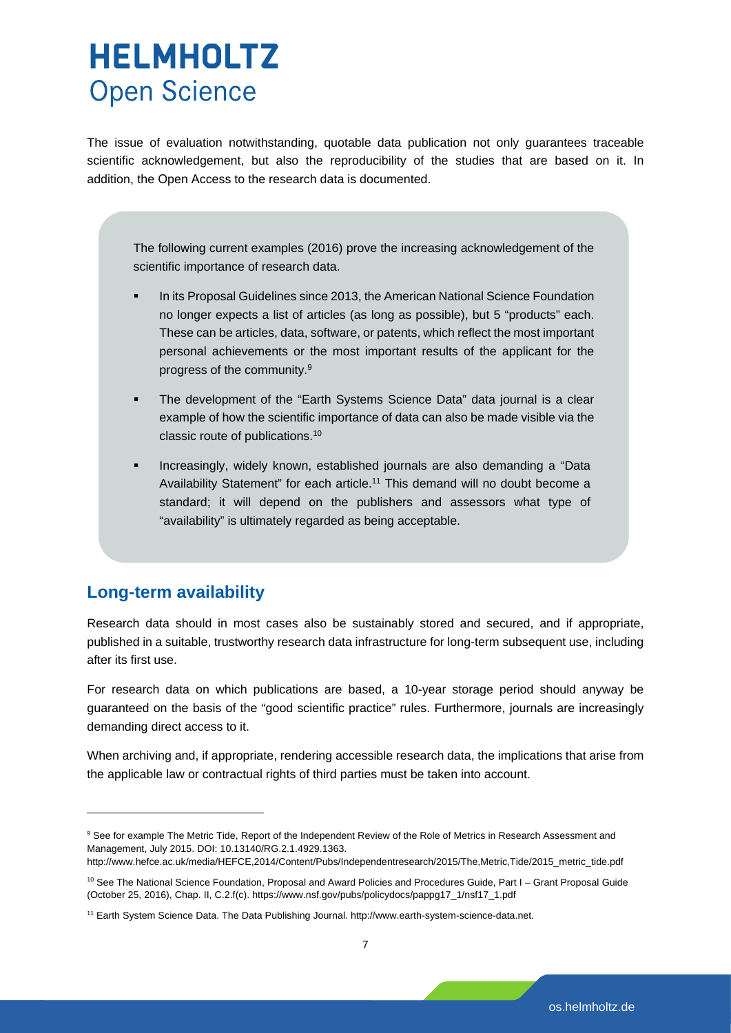The issue of evaluation notwithstanding, quotable data publication not only guarantees traceable scientific acknowledgement, but also the reproducibility of the studies that are based on it. In addition, the Open Access to the research data is documented.

> The following current examples (2016) prove the increasing acknowledgement of the scientific importance of research data.
>
> - In its Proposal Guidelines since 2013, the American National Science Foundation no longer expects a list of articles (as long as possible), but 5 “products” each. These can be articles, data, software, or patents, which reflect the most important personal achievements or the most important results of the applicant for the progress of the community.[9]
> - The development of the “Earth Systems Science Data” data journal is a clear example of how the scientific importance of data can also be made visible via the classic route of publications.[10]
> - Increasingly, widely known, established journals are also demanding a “Data Availability Statement” for each article.[11] This demand will no doubt become a standard; it will depend on the publishers and assessors what type of “availability” is ultimately regarded as being acceptable.

## Long-term availability

Research data should in most cases also be sustainably stored and secured, and if appropriate, published in a suitable, trustworthy research data infrastructure for long-term subsequent use, including after its first use.

For research data on which publications are based, a 10-year storage period should anyway be guaranteed on the basis of the “good scientific practice” rules. Furthermore, journals are increasingly demanding direct access to it.

When archiving and, if appropriate, rendering accessible research data, the implications that arise from the applicable law or contractual rights of third parties must be taken into account.

---

[9] See for example The Metric Tide, Report of the Independent Review of the Role of Metrics in Research Assessment and Management, July 2015. DOI: 10.13140/RG.2.1.4929.1363. http://www.hefce.ac.uk/media/HEFCE,2014/Content/Pubs/Independentresearch/2015/The,Metric,Tide/2015_metric_tide.pdf

[10] See The National Science Foundation, Proposal and Award Policies and Procedures Guide, Part I – Grant Proposal Guide (October 25, 2016), Chap. II, C.2.f(c). https://www.nsf.gov/pubs/policydocs/pappg17_1/nsf17_1.pdf

[11] Earth System Science Data. The Data Publishing Journal. http://www.earth-system-science-data.net.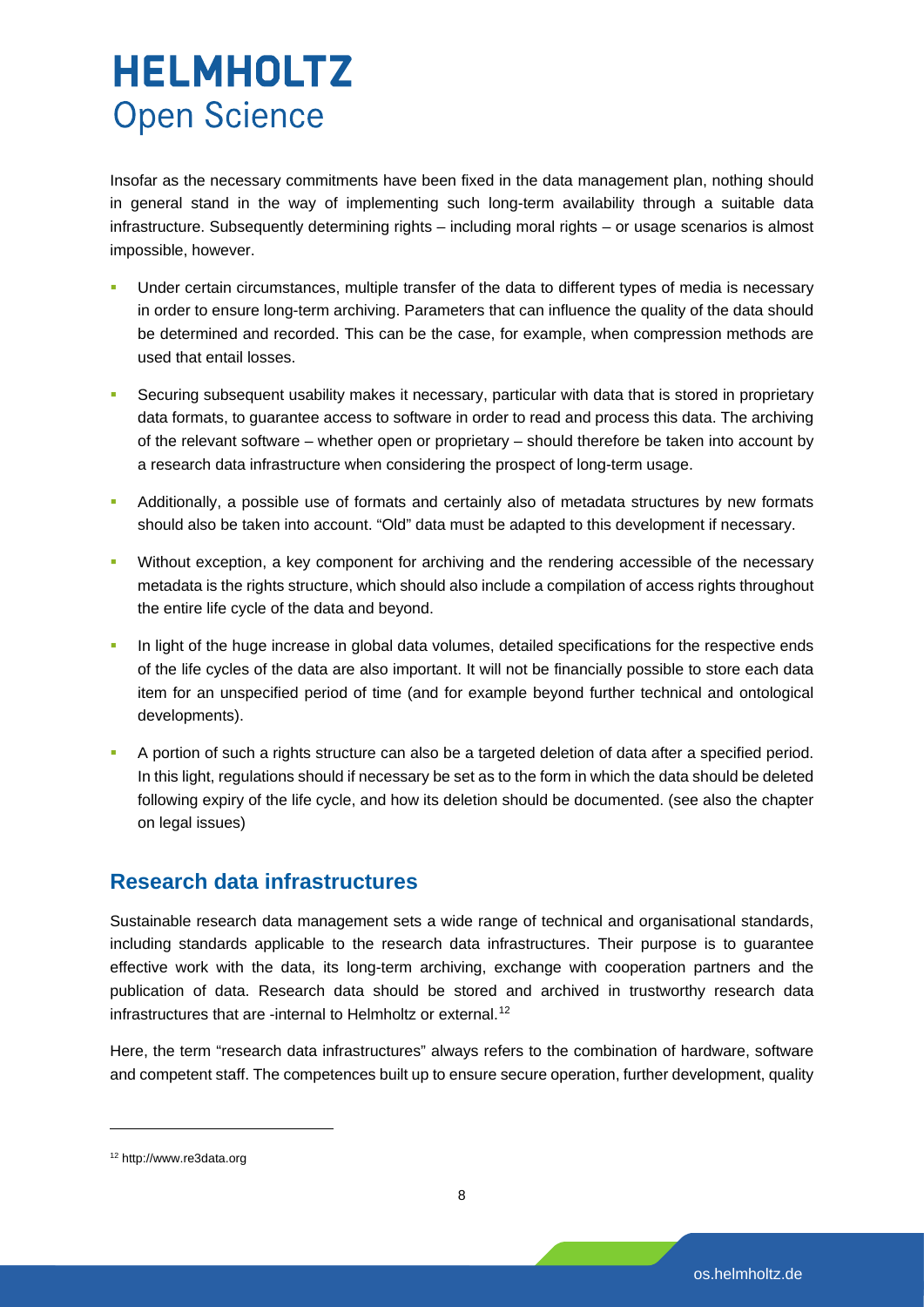Insofar as the necessary commitments have been fixed in the data management plan, nothing should in general stand in the way of implementing such long-term availability through a suitable data infrastructure. Subsequently determining rights – including moral rights – or usage scenarios is almost impossible, however.

- Under certain circumstances, multiple transfer of the data to different types of media is necessary in order to ensure long-term archiving. Parameters that can influence the quality of the data should be determined and recorded. This can be the case, for example, when compression methods are used that entail losses.
- Securing subsequent usability makes it necessary, particular with data that is stored in proprietary data formats, to guarantee access to software in order to read and process this data. The archiving of the relevant software – whether open or proprietary – should therefore be taken into account by a research data infrastructure when considering the prospect of long-term usage.
- Additionally, a possible use of formats and certainly also of metadata structures by new formats should also be taken into account. "Old" data must be adapted to this development if necessary.
- Without exception, a key component for archiving and the rendering accessible of the necessary metadata is the rights structure, which should also include a compilation of access rights throughout the entire life cycle of the data and beyond.
- In light of the huge increase in global data volumes, detailed specifications for the respective ends of the life cycles of the data are also important. It will not be financially possible to store each data item for an unspecified period of time (and for example beyond further technical and ontological developments).
- A portion of such a rights structure can also be a targeted deletion of data after a specified period. In this light, regulations should if necessary be set as to the form in which the data should be deleted following expiry of the life cycle, and how its deletion should be documented. (see also the chapter on legal issues)

## Research data infrastructures

Sustainable research data management sets a wide range of technical and organisational standards, including standards applicable to the research data infrastructures. Their purpose is to guarantee effective work with the data, its long-term archiving, exchange with cooperation partners and the publication of data. Research data should be stored and archived in trustworthy research data infrastructures that are -internal to Helmholtz or external.[12]

Here, the term "research data infrastructures" always refers to the combination of hardware, software and competent staff. The competences built up to ensure secure operation, further development, quality

[12] http://www.re3data.org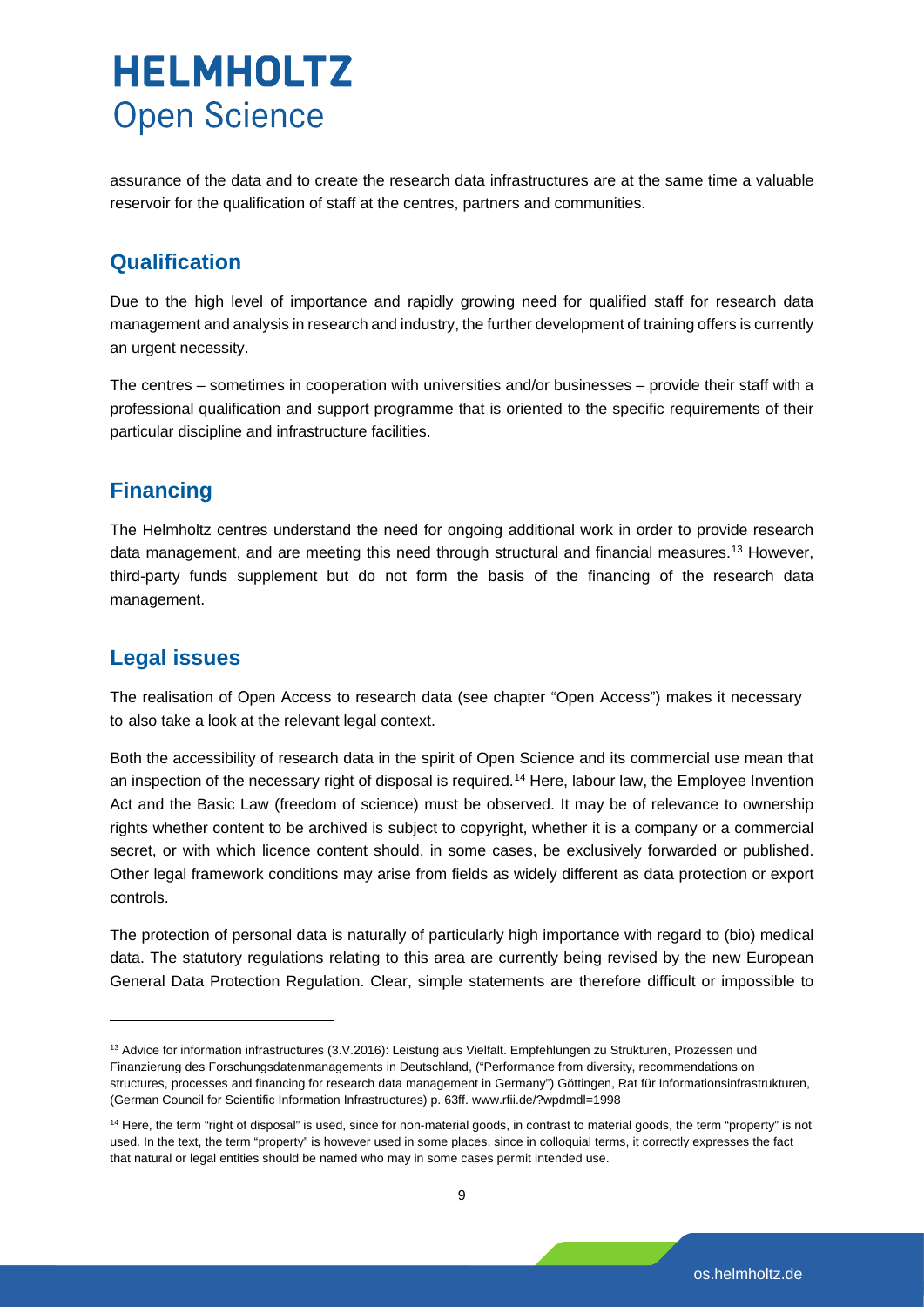assurance of the data and to create the research data infrastructures are at the same time a valuable reservoir for the qualification of staff at the centres, partners and communities.

## Qualification

Due to the high level of importance and rapidly growing need for qualified staff for research data management and analysis in research and industry, the further development of training offers is currently an urgent necessity.

The centres – sometimes in cooperation with universities and/or businesses – provide their staff with a professional qualification and support programme that is oriented to the specific requirements of their particular discipline and infrastructure facilities.

## Financing

The Helmholtz centres understand the need for ongoing additional work in order to provide research data management, and are meeting this need through structural and financial measures.[13] However, third-party funds supplement but do not form the basis of the financing of the research data management.

## Legal issues

The realisation of Open Access to research data (see chapter "Open Access") makes it necessary to also take a look at the relevant legal context.

Both the accessibility of research data in the spirit of Open Science and its commercial use mean that an inspection of the necessary right of disposal is required.[14] Here, labour law, the Employee Invention Act and the Basic Law (freedom of science) must be observed. It may be of relevance to ownership rights whether content to be archived is subject to copyright, whether it is a company or a commercial secret, or with which licence content should, in some cases, be exclusively forwarded or published. Other legal framework conditions may arise from fields as widely different as data protection or export controls.

The protection of personal data is naturally of particularly high importance with regard to (bio) medical data. The statutory regulations relating to this area are currently being revised by the new European General Data Protection Regulation. Clear, simple statements are therefore difficult or impossible to

---

[13] Advice for information infrastructures (3.V.2016): Leistung aus Vielfalt. Empfehlungen zu Strukturen, Prozessen und Finanzierung des Forschungsdatenmanagements in Deutschland, ("Performance from diversity, recommendations on structures, processes and financing for research data management in Germany") Göttingen, Rat für Informationsinfrastrukturen, (German Council for Scientific Information Infrastructures) p. 63ff. www.rfii.de/?wpdmdl=1998

[14] Here, the term "right of disposal" is used, since for non-material goods, in contrast to material goods, the term "property" is not used. In the text, the term "property" is however used in some places, since in colloquial terms, it correctly expresses the fact that natural or legal entities should be named who may in some cases permit intended use.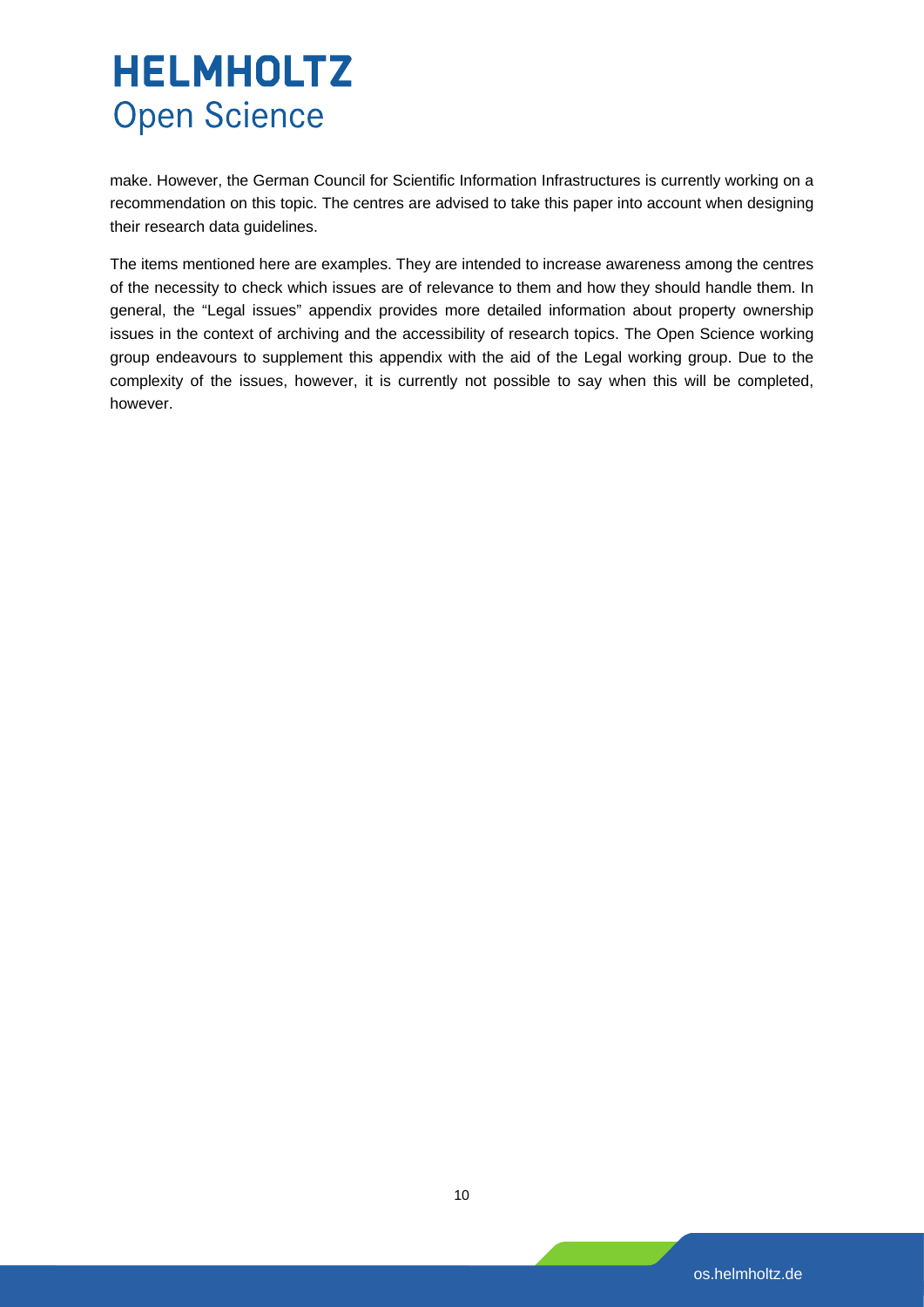make. However, the German Council for Scientific Information Infrastructures is currently working on a recommendation on this topic. The centres are advised to take this paper into account when designing their research data guidelines.

The items mentioned here are examples. They are intended to increase awareness among the centres of the necessity to check which issues are of relevance to them and how they should handle them. In general, the "Legal issues" appendix provides more detailed information about property ownership issues in the context of archiving and the accessibility of research topics. The Open Science working group endeavours to supplement this appendix with the aid of the Legal working group. Due to the complexity of the issues, however, it is currently not possible to say when this will be completed, however.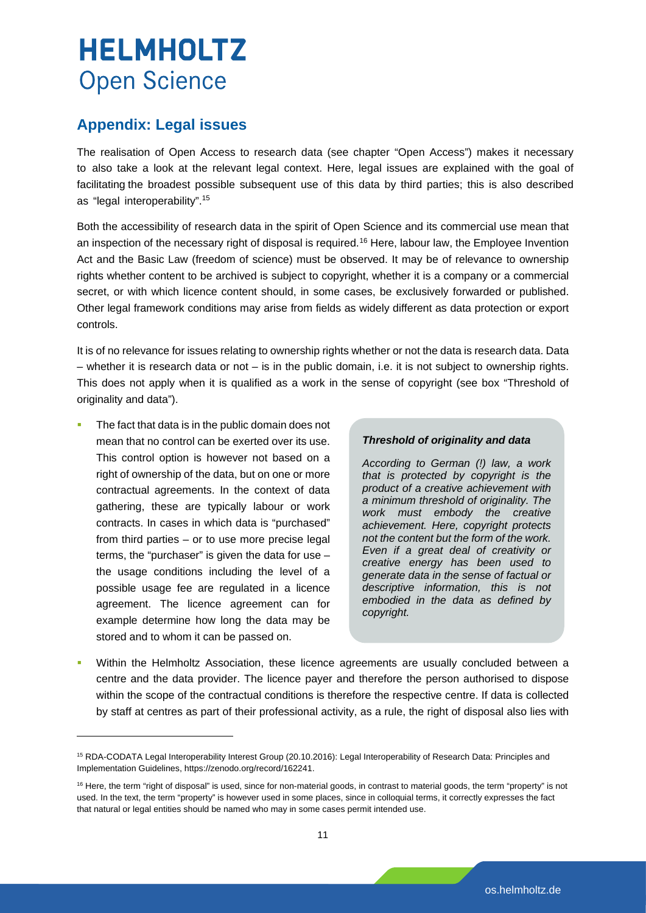## Appendix: Legal issues

The realisation of Open Access to research data (see chapter "Open Access") makes it necessary to also take a look at the relevant legal context. Here, legal issues are explained with the goal of facilitating the broadest possible subsequent use of this data by third parties; this is also described as "legal interoperability".[15]

Both the accessibility of research data in the spirit of Open Science and its commercial use mean that an inspection of the necessary right of disposal is required.[16] Here, labour law, the Employee Invention Act and the Basic Law (freedom of science) must be observed. It may be of relevance to ownership rights whether content to be archived is subject to copyright, whether it is a company or a commercial secret, or with which licence content should, in some cases, be exclusively forwarded or published. Other legal framework conditions may arise from fields as widely different as data protection or export controls.

It is of no relevance for issues relating to ownership rights whether or not the data is research data. Data – whether it is research data or not – is in the public domain, i.e. it is not subject to ownership rights. This does not apply when it is qualified as a work in the sense of copyright (see box "Threshold of originality and data").

- The fact that data is in the public domain does not mean that no control can be exerted over its use. This control option is however not based on a right of ownership of the data, but on one or more contractual agreements. In the context of data gathering, these are typically labour or work contracts. In cases in which data is "purchased" from third parties – or to use more precise legal terms, the "purchaser" is given the data for use – the usage conditions including the level of a possible usage fee are regulated in a licence agreement. The licence agreement can for example determine how long the data may be stored and to whom it can be passed on.

> ***Threshold of originality and data***
>
> *According to German (!) law, a work that is protected by copyright is the product of a creative achievement with a minimum threshold of originality. The work must embody the creative achievement. Here, copyright protects not the content but the form of the work. Even if a great deal of creativity or creative energy has been used to generate data in the sense of factual or descriptive information, this is not embodied in the data as defined by copyright.*

- Within the Helmholtz Association, these licence agreements are usually concluded between a centre and the data provider. The licence payer and therefore the person authorised to dispose within the scope of the contractual conditions is therefore the respective centre. If data is collected by staff at centres as part of their professional activity, as a rule, the right of disposal also lies with

---

[15] RDA-CODATA Legal Interoperability Interest Group (20.10.2016): Legal Interoperability of Research Data: Principles and Implementation Guidelines, https://zenodo.org/record/162241.

[16] Here, the term "right of disposal" is used, since for non-material goods, in contrast to material goods, the term "property" is not used. In the text, the term "property" is however used in some places, since in colloquial terms, it correctly expresses the fact that natural or legal entities should be named who may in some cases permit intended use.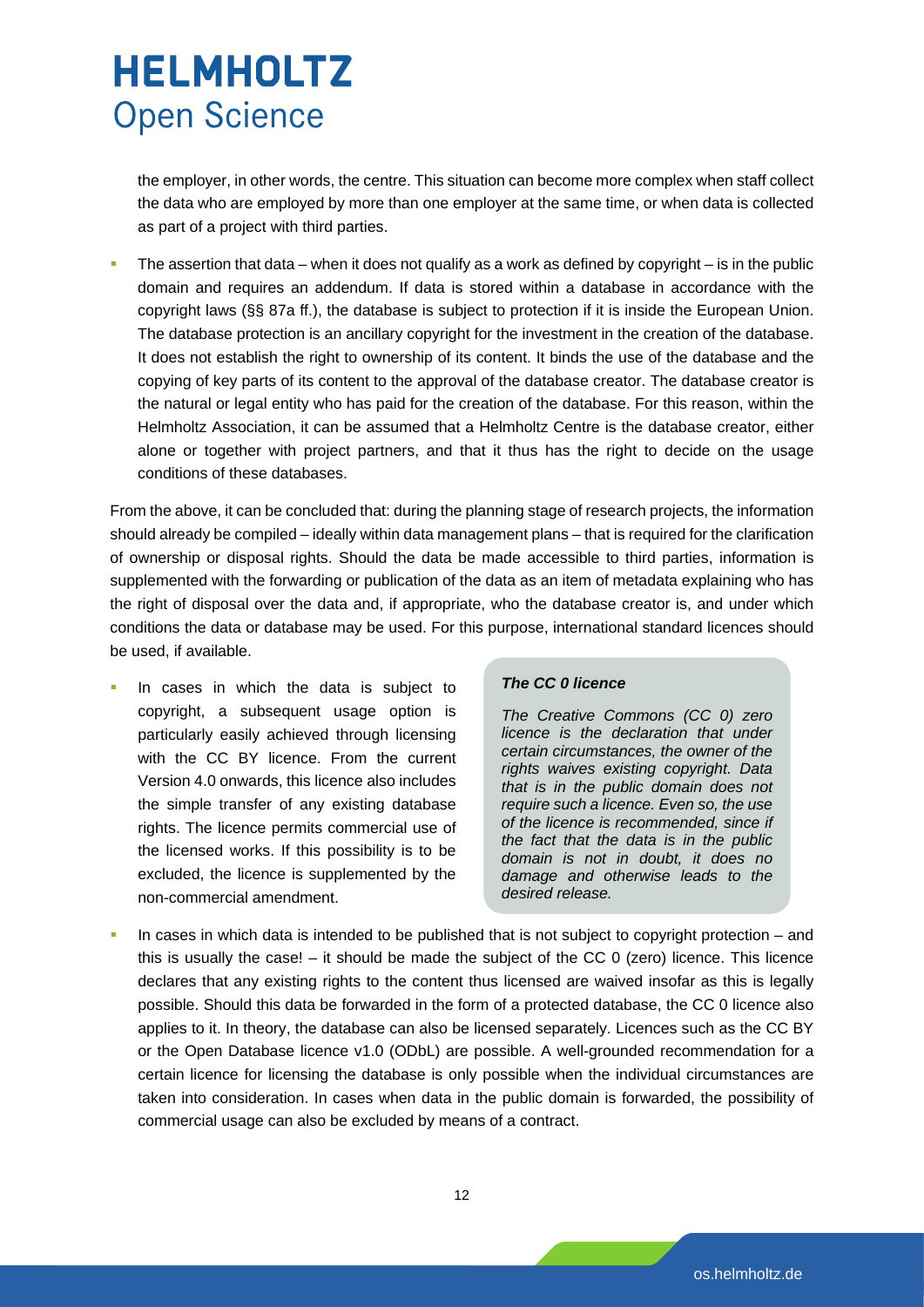the employer, in other words, the centre. This situation can become more complex when staff collect the data who are employed by more than one employer at the same time, or when data is collected as part of a project with third parties.

- The assertion that data – when it does not qualify as a work as defined by copyright – is in the public domain and requires an addendum. If data is stored within a database in accordance with the copyright laws (§§ 87a ff.), the database is subject to protection if it is inside the European Union. The database protection is an ancillary copyright for the investment in the creation of the database. It does not establish the right to ownership of its content. It binds the use of the database and the copying of key parts of its content to the approval of the database creator. The database creator is the natural or legal entity who has paid for the creation of the database. For this reason, within the Helmholtz Association, it can be assumed that a Helmholtz Centre is the database creator, either alone or together with project partners, and that it thus has the right to decide on the usage conditions of these databases.

From the above, it can be concluded that: during the planning stage of research projects, the information should already be compiled – ideally within data management plans – that is required for the clarification of ownership or disposal rights. Should the data be made accessible to third parties, information is supplemented with the forwarding or publication of the data as an item of metadata explaining who has the right of disposal over the data and, if appropriate, who the database creator is, and under which conditions the data or database may be used. For this purpose, international standard licences should be used, if available.

- In cases in which the data is subject to copyright, a subsequent usage option is particularly easily achieved through licensing with the CC BY licence. From the current Version 4.0 onwards, this licence also includes the simple transfer of any existing database rights. The licence permits commercial use of the licensed works. If this possibility is to be excluded, the licence is supplemented by the non-commercial amendment.

> ***The CC 0 licence***
>
> *The Creative Commons (CC 0) zero licence is the declaration that under certain circumstances, the owner of the rights waives existing copyright. Data that is in the public domain does not require such a licence. Even so, the use of the licence is recommended, since if the fact that the data is in the public domain is not in doubt, it does no damage and otherwise leads to the desired release.*

- In cases in which data is intended to be published that is not subject to copyright protection – and this is usually the case! – it should be made the subject of the CC 0 (zero) licence. This licence declares that any existing rights to the content thus licensed are waived insofar as this is legally possible. Should this data be forwarded in the form of a protected database, the CC 0 licence also applies to it. In theory, the database can also be licensed separately. Licences such as the CC BY or the Open Database licence v1.0 (ODbL) are possible. A well-grounded recommendation for a certain licence for licensing the database is only possible when the individual circumstances are taken into consideration. In cases when data in the public domain is forwarded, the possibility of commercial usage can also be excluded by means of a contract.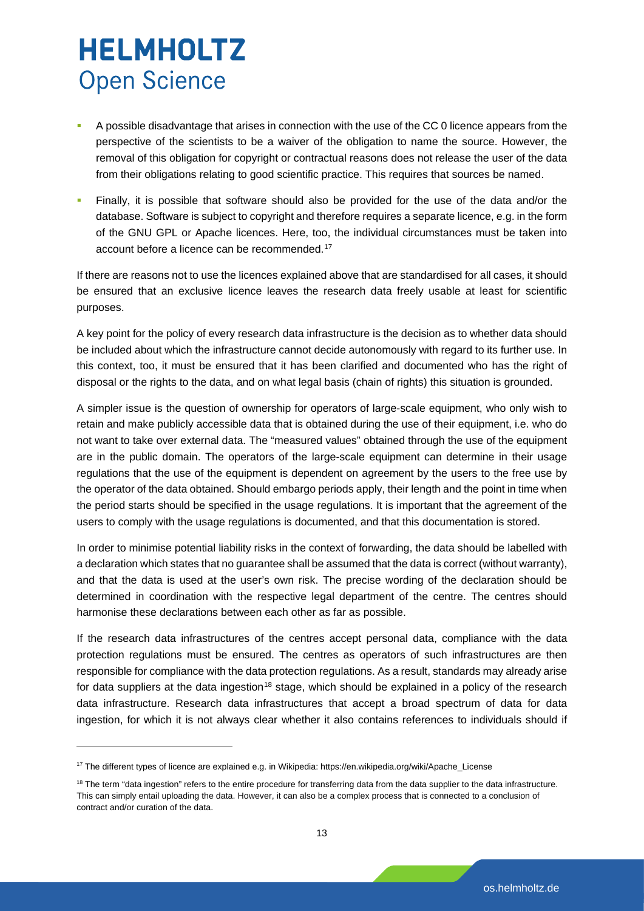- A possible disadvantage that arises in connection with the use of the CC 0 licence appears from the perspective of the scientists to be a waiver of the obligation to name the source. However, the removal of this obligation for copyright or contractual reasons does not release the user of the data from their obligations relating to good scientific practice. This requires that sources be named.
- Finally, it is possible that software should also be provided for the use of the data and/or the database. Software is subject to copyright and therefore requires a separate licence, e.g. in the form of the GNU GPL or Apache licences. Here, too, the individual circumstances must be taken into account before a licence can be recommended.[17]

If there are reasons not to use the licences explained above that are standardised for all cases, it should be ensured that an exclusive licence leaves the research data freely usable at least for scientific purposes.

A key point for the policy of every research data infrastructure is the decision as to whether data should be included about which the infrastructure cannot decide autonomously with regard to its further use. In this context, too, it must be ensured that it has been clarified and documented who has the right of disposal or the rights to the data, and on what legal basis (chain of rights) this situation is grounded.

A simpler issue is the question of ownership for operators of large-scale equipment, who only wish to retain and make publicly accessible data that is obtained during the use of their equipment, i.e. who do not want to take over external data. The "measured values" obtained through the use of the equipment are in the public domain. The operators of the large-scale equipment can determine in their usage regulations that the use of the equipment is dependent on agreement by the users to the free use by the operator of the data obtained. Should embargo periods apply, their length and the point in time when the period starts should be specified in the usage regulations. It is important that the agreement of the users to comply with the usage regulations is documented, and that this documentation is stored.

In order to minimise potential liability risks in the context of forwarding, the data should be labelled with a declaration which states that no guarantee shall be assumed that the data is correct (without warranty), and that the data is used at the user's own risk. The precise wording of the declaration should be determined in coordination with the respective legal department of the centre. The centres should harmonise these declarations between each other as far as possible.

If the research data infrastructures of the centres accept personal data, compliance with the data protection regulations must be ensured. The centres as operators of such infrastructures are then responsible for compliance with the data protection regulations. As a result, standards may already arise for data suppliers at the data ingestion[18] stage, which should be explained in a policy of the research data infrastructure. Research data infrastructures that accept a broad spectrum of data for data ingestion, for which it is not always clear whether it also contains references to individuals should if

---

[17] The different types of licence are explained e.g. in Wikipedia: https://en.wikipedia.org/wiki/Apache_License

[18] The term "data ingestion" refers to the entire procedure for transferring data from the data supplier to the data infrastructure. This can simply entail uploading the data. However, it can also be a complex process that is connected to a conclusion of contract and/or curation of the data.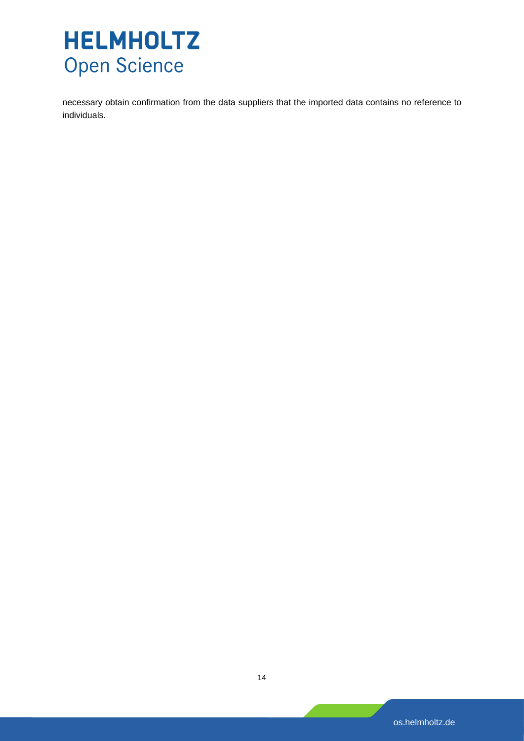necessary obtain confirmation from the data suppliers that the imported data contains no reference to individuals.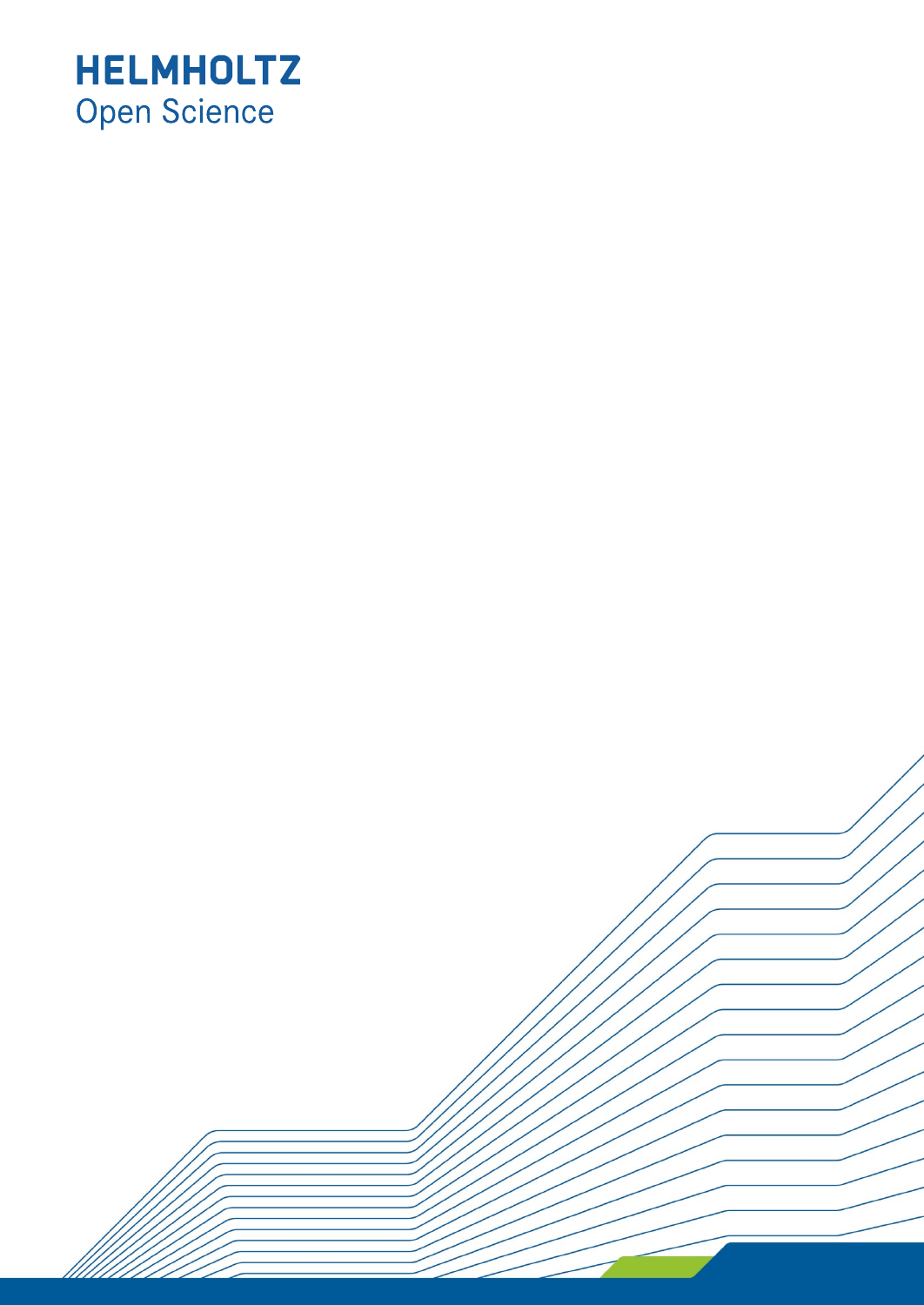HELMHOLTZ
Open Science